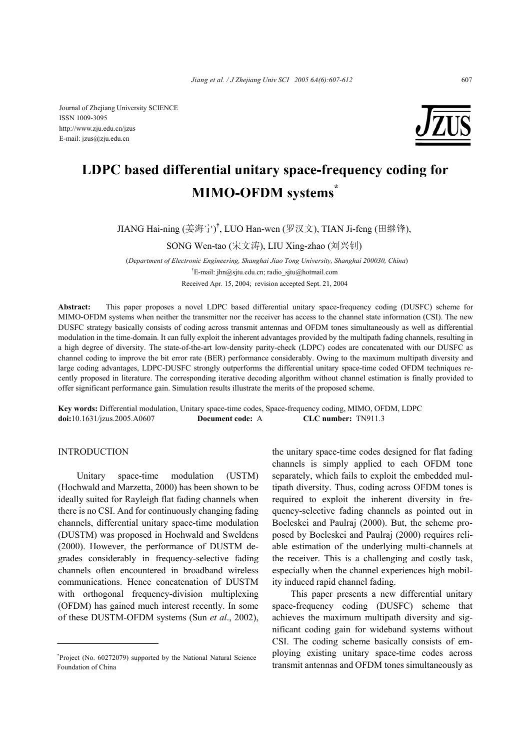Journal of Zhejiang University SCIENCE
ISSN 1009-3095
http://www.zju.edu.cn/jzus
E-mail: jzus@zju.edu.cn

# LDPC based differential unitary space-frequency coding for MIMO-OFDM systems*

JIANG Hai-ning (姜海宁)[†], LUO Han-wen (罗汉文), TIAN Ji-feng (田继锋), SONG Wen-tao (宋文涛), LIU Xing-zhao (刘兴钊)

(*Department of Electronic Engineering, Shanghai Jiao Tong University, Shanghai 200030, China*)

[†]E-mail: jhn@sjtu.edu.cn; radio_sjtu@hotmail.com

Received Apr. 15, 2004; revision accepted Sept. 21, 2004

**Abstract:** This paper proposes a novel LDPC based differential unitary space-frequency coding (DUSFC) scheme for MIMO-OFDM systems when neither the transmitter nor the receiver has access to the channel state information (CSI). The new DUSFC strategy basically consists of coding across transmit antennas and OFDM tones simultaneously as well as differential modulation in the time-domain. It can fully exploit the inherent advantages provided by the multipath fading channels, resulting in a high degree of diversity. The state-of-the-art low-density parity-check (LDPC) codes are concatenated with our DUSFC as channel coding to improve the bit error rate (BER) performance considerably. Owing to the maximum multipath diversity and large coding advantages, LDPC-DUSFC strongly outperforms the differential unitary space-time coded OFDM techniques recently proposed in literature. The corresponding iterative decoding algorithm without channel estimation is finally provided to offer significant performance gain. Simulation results illustrate the merits of the proposed scheme.

**Key words:** Differential modulation, Unitary space-time codes, Space-frequency coding, MIMO, OFDM, LDPC

**doi:**10.1631/jzus.2005.A0607 **Document code:** A **CLC number:** TN911.3

## INTRODUCTION

Unitary space-time modulation (USTM) (Hochwald and Marzetta, 2000) has been shown to be ideally suited for Rayleigh flat fading channels when there is no CSI. And for continuously changing fading channels, differential unitary space-time modulation (DUSTM) was proposed in Hochwald and Sweldens (2000). However, the performance of DUSTM degrades considerably in frequency-selective fading channels often encountered in broadband wireless communications. Hence concatenation of DUSTM with orthogonal frequency-division multiplexing (OFDM) has gained much interest recently. In some of these DUSTM-OFDM systems (Sun *et al*., 2002), the unitary space-time codes designed for flat fading channels is simply applied to each OFDM tone separately, which fails to exploit the embedded multipath diversity. Thus, coding across OFDM tones is required to exploit the inherent diversity in frequency-selective fading channels as pointed out in Boelcskei and Paulraj (2000). But, the scheme proposed by Boelcskei and Paulraj (2000) requires reliable estimation of the underlying multi-channels at the receiver. This is a challenging and costly task, especially when the channel experiences high mobility induced rapid channel fading.

This paper presents a new differential unitary space-frequency coding (DUSFC) scheme that achieves the maximum multipath diversity and significant coding gain for wideband systems without CSI. The coding scheme basically consists of employing existing unitary space-time codes across transmit antennas and OFDM tones simultaneously as

*Project (No. 60272079) supported by the National Natural Science Foundation of China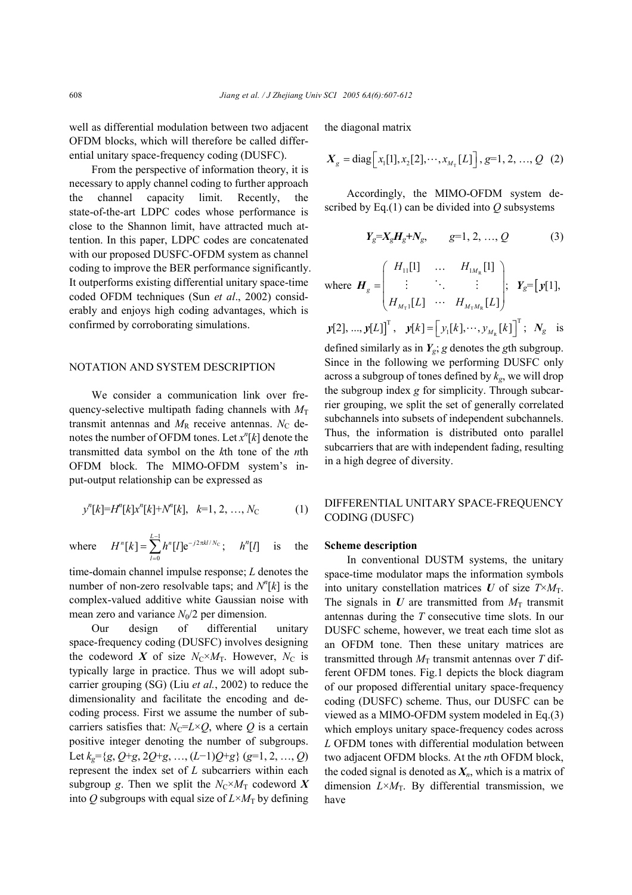well as differential modulation between two adjacent OFDM blocks, which will therefore be called differential unitary space-frequency coding (DUSFC).

From the perspective of information theory, it is necessary to apply channel coding to further approach the channel capacity limit. Recently, the state-of-the-art LDPC codes whose performance is close to the Shannon limit, have attracted much attention. In this paper, LDPC codes are concatenated with our proposed DUSFC-OFDM system as channel coding to improve the BER performance significantly. It outperforms existing differential unitary space-time coded OFDM techniques (Sun *et al*., 2002) considerably and enjoys high coding advantages, which is confirmed by corroborating simulations.

## NOTATION AND SYSTEM DESCRIPTION

We consider a communication link over frequency-selective multipath fading channels with $M_T$ transmit antennas and $M_R$ receive antennas. $N_C$ denotes the number of OFDM tones. Let $x^n[k]$ denote the transmitted data symbol on the $k$th tone of the $n$th OFDM block. The MIMO-OFDM system's input-output relationship can be expressed as

$$y^n[k]=H^n[k]x^n[k]+N^n[k],\quad k=1, 2, \ldots, N_C \tag{1}$$

where $H^n[k]=\sum_{l=0}^{L-1} h^n[l]\mathrm{e}^{-j2\pi kl/N_C}$; $h^n[l]$ is the time-domain channel impulse response; $L$ denotes the number of non-zero resolvable taps; and $N^n[k]$ is the complex-valued additive white Gaussian noise with mean zero and variance $N_0/2$ per dimension.

Our design of differential unitary space-frequency coding (DUSFC) involves designing the codeword $\boldsymbol{X}$ of size $N_C\times M_T$. However, $N_C$ is typically large in practice. Thus we will adopt subcarrier grouping (SG) (Liu *et al.*, 2002) to reduce the dimensionality and facilitate the encoding and decoding process. First we assume the number of subcarriers satisfies that: $N_C=L\times Q$, where $Q$ is a certain positive integer denoting the number of subgroups. Let $k_g=\{g, Q+g, 2Q+g, \ldots, (L-1)Q+g\}$ ($g=1, 2, \ldots, Q$) represent the index set of $L$ subcarriers within each subgroup $g$. Then we split the $N_C\times M_T$ codeword $\boldsymbol{X}$ into $Q$ subgroups with equal size of $L\times M_T$ by defining the diagonal matrix

$$\boldsymbol{X}_g=\mathrm{diag}\left[x_1[1], x_2[2], \cdots, x_{M_T}[L]\right],\ g=1, 2, \ldots, Q \tag{2}$$

Accordingly, the MIMO-OFDM system described by Eq.(1) can be divided into $Q$ subsystems

$$\boldsymbol{Y}_g=\boldsymbol{X}_g\boldsymbol{H}_g+\boldsymbol{N}_g,\qquad g=1, 2, \ldots, Q \tag{3}$$

where $\boldsymbol{H}_g=\begin{pmatrix} H_{11}[1] & \ldots & H_{1M_R}[1] \\ \vdots & \ddots & \vdots \\ H_{M_T1}[L] & \cdots & H_{M_TM_R}[L] \end{pmatrix}$; $\boldsymbol{Y}_g=\left[\boldsymbol{y}[1], \boldsymbol{y}[2], \ldots, \boldsymbol{y}[L]\right]^{\mathrm{T}}$, $\boldsymbol{y}[k]=\left[y_1[k], \cdots, y_{M_R}[k]\right]^{\mathrm{T}}$; $\boldsymbol{N}_g$ is defined similarly as in $\boldsymbol{Y}_g$; $g$ denotes the $g$th subgroup. Since in the following we performing DUSFC only across a subgroup of tones defined by $k_g$, we will drop the subgroup index $g$ for simplicity. Through subcarrier grouping, we split the set of generally correlated subchannels into subsets of independent subchannels. Thus, the information is distributed onto parallel subcarriers that are with independent fading, resulting in a high degree of diversity.

## DIFFERENTIAL UNITARY SPACE-FREQUENCY CODING (DUSFC)

### Scheme description

In conventional DUSTM systems, the unitary space-time modulator maps the information symbols into unitary constellation matrices $\boldsymbol{U}$ of size $T\times M_T$. The signals in $\boldsymbol{U}$ are transmitted from $M_T$ transmit antennas during the $T$ consecutive time slots. In our DUSFC scheme, however, we treat each time slot as an OFDM tone. Then these unitary matrices are transmitted through $M_T$ transmit antennas over $T$ different OFDM tones. Fig.1 depicts the block diagram of our proposed differential unitary space-frequency coding (DUSFC) scheme. Thus, our DUSFC can be viewed as a MIMO-OFDM system modeled in Eq.(3) which employs unitary space-frequency codes across $L$ OFDM tones with differential modulation between two adjacent OFDM blocks. At the $n$th OFDM block, the coded signal is denoted as $\boldsymbol{X}_n$, which is a matrix of dimension $L\times M_T$. By differential transmission, we have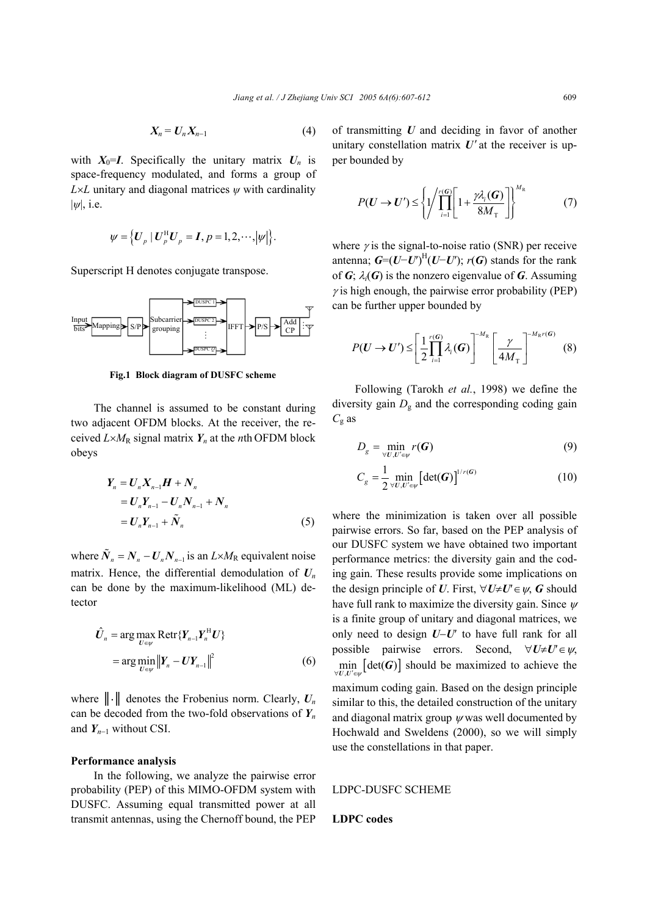$$\boldsymbol{X}_n = \boldsymbol{U}_n \boldsymbol{X}_{n-1} \tag{4}$$

with $\boldsymbol{X}_0=\boldsymbol{I}$. Specifically the unitary matrix $\boldsymbol{U}_n$ is space-frequency modulated, and forms a group of $L\times L$ unitary and diagonal matrices $\psi$ with cardinality $|\psi|$, i.e.

$$\psi = \left\{ \boldsymbol{U}_p \mid \boldsymbol{U}_p^{\mathrm{H}} \boldsymbol{U}_p = \boldsymbol{I}, p = 1, 2, \cdots, |\psi| \right\}.$$

Superscript H denotes conjugate transpose.

**Fig.1 Block diagram of DUSFC scheme**

The channel is assumed to be constant during two adjacent OFDM blocks. At the receiver, the received $L\times M_{\mathrm{R}}$ signal matrix $\boldsymbol{Y}_n$ at the $n$th OFDM block obeys

$$\begin{aligned}
\boldsymbol{Y}_n &= \boldsymbol{U}_n \boldsymbol{X}_{n-1} \boldsymbol{H} + \boldsymbol{N}_n \\
&= \boldsymbol{U}_n \boldsymbol{Y}_{n-1} - \boldsymbol{U}_n \boldsymbol{N}_{n-1} + \boldsymbol{N}_n \\
&= \boldsymbol{U}_n \boldsymbol{Y}_{n-1} + \tilde{\boldsymbol{N}}_n
\end{aligned} \tag{5}$$

where $\tilde{\boldsymbol{N}}_n = \boldsymbol{N}_n - \boldsymbol{U}_n \boldsymbol{N}_{n-1}$ is an $L\times M_{\mathrm{R}}$ equivalent noise matrix. Hence, the differential demodulation of $\boldsymbol{U}_n$ can be done by the maximum-likelihood (ML) detector

$$\begin{aligned}
\hat{\boldsymbol{U}}_n &= \arg\max_{\boldsymbol{U}\in\psi} \mathrm{Retr}\{\boldsymbol{Y}_{n-1}\boldsymbol{Y}_n^{\mathrm{H}}\boldsymbol{U}\} \\
&= \arg\min_{\boldsymbol{U}\in\psi} \left\| \boldsymbol{Y}_n - \boldsymbol{U}\boldsymbol{Y}_{n-1} \right\|^2
\end{aligned} \tag{6}$$

where $\|\cdot\|$ denotes the Frobenius norm. Clearly, $\boldsymbol{U}_n$ can be decoded from the two-fold observations of $\boldsymbol{Y}_n$ and $\boldsymbol{Y}_{n-1}$ without CSI.

### Performance analysis

In the following, we analyze the pairwise error probability (PEP) of this MIMO-OFDM system with DUSFC. Assuming equal transmitted power at all transmit antennas, using the Chernoff bound, the PEP of transmitting $\boldsymbol{U}$ and deciding in favor of another unitary constellation matrix $\boldsymbol{U}'$ at the receiver is upper bounded by

$$P(\boldsymbol{U} \to \boldsymbol{U}') \leq \left\{ 1 \Big/ \prod_{i=1}^{r(\boldsymbol{G})} \left[ 1 + \frac{\gamma \lambda_i(\boldsymbol{G})}{8M_{\mathrm{T}}} \right] \right\}^{M_{\mathrm{R}}} \tag{7}$$

where $\gamma$ is the signal-to-noise ratio (SNR) per receive antenna; $\boldsymbol{G}=(\boldsymbol{U}-\boldsymbol{U}')^{\mathrm{H}}(\boldsymbol{U}-\boldsymbol{U}')$; $r(\boldsymbol{G})$ stands for the rank of $\boldsymbol{G}$; $\lambda_i(\boldsymbol{G})$ is the nonzero eigenvalue of $\boldsymbol{G}$. Assuming $\gamma$ is high enough, the pairwise error probability (PEP) can be further upper bounded by

$$P(\boldsymbol{U} \to \boldsymbol{U}') \leq \left[ \frac{1}{2} \prod_{i=1}^{r(\boldsymbol{G})} \lambda_i(\boldsymbol{G}) \right]^{-M_{\mathrm{R}}} \left[ \frac{\gamma}{4M_{\mathrm{T}}} \right]^{-M_{\mathrm{R}} r(\boldsymbol{G})} \tag{8}$$

Following (Tarokh *et al.*, 1998) we define the diversity gain $D_{\mathrm{g}}$ and the corresponding coding gain $C_{\mathrm{g}}$ as

$$D_g = \min_{\forall \boldsymbol{U},\boldsymbol{U}'\in\psi} r(\boldsymbol{G}) \tag{9}$$

$$C_g = \frac{1}{2} \min_{\forall \boldsymbol{U},\boldsymbol{U}'\in\psi} \left[ \det(\boldsymbol{G}) \right]^{1/r(\boldsymbol{G})} \tag{10}$$

where the minimization is taken over all possible pairwise errors. So far, based on the PEP analysis of our DUSFC system we have obtained two important performance metrics: the diversity gain and the coding gain. These results provide some implications on the design principle of $\boldsymbol{U}$. First, $\forall \boldsymbol{U}\neq\boldsymbol{U}'\in\psi$, $\boldsymbol{G}$ should have full rank to maximize the diversity gain. Since $\psi$ is a finite group of unitary and diagonal matrices, we only need to design $\boldsymbol{U}-\boldsymbol{U}'$ to have full rank for all possible pairwise errors. Second, $\forall \boldsymbol{U}\neq\boldsymbol{U}'\in\psi$, $\min_{\forall \boldsymbol{U},\boldsymbol{U}'\in\psi} \left[ \det(\boldsymbol{G}) \right]$ should be maximized to achieve the maximum coding gain. Based on the design principle similar to this, the detailed construction of the unitary and diagonal matrix group $\psi$ was well documented by Hochwald and Sweldens (2000), so we will simply use the constellations in that paper.

## LDPC-DUSFC SCHEME

### LDPC codes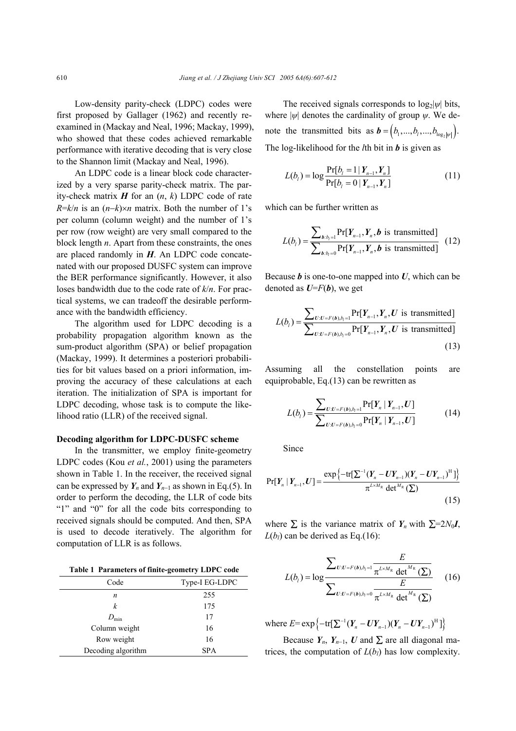Low-density parity-check (LDPC) codes were first proposed by Gallager (1962) and recently re-examined in (Mackay and Neal, 1996; Mackay, 1999), who showed that these codes achieved remarkable performance with iterative decoding that is very close to the Shannon limit (Mackay and Neal, 1996).

An LDPC code is a linear block code characterized by a very sparse parity-check matrix. The parity-check matrix $\boldsymbol{H}$ for an $(n, k)$ LDPC code of rate $R=k/n$ is an $(n-k)\times n$ matrix. Both the number of 1's per column (column weight) and the number of 1's per row (row weight) are very small compared to the block length $n$. Apart from these constraints, the ones are placed randomly in $\boldsymbol{H}$. An LDPC code concatenated with our proposed DUSFC system can improve the BER performance significantly. However, it also loses bandwidth due to the code rate of $k/n$. For practical systems, we can tradeoff the desirable performance with the bandwidth efficiency.

The algorithm used for LDPC decoding is a probability propagation algorithm known as the sum-product algorithm (SPA) or belief propagation (Mackay, 1999). It determines a posteriori probabilities for bit values based on a priori information, improving the accuracy of these calculations at each iteration. The initialization of SPA is important for LDPC decoding, whose task is to compute the likelihood ratio (LLR) of the received signal.

**Decoding algorithm for LDPC-DUSFC scheme**

In the transmitter, we employ finite-geometry LDPC codes (Kou *et al.*, 2001) using the parameters shown in Table 1. In the receiver, the received signal can be expressed by $\boldsymbol{Y}_n$ and $\boldsymbol{Y}_{n-1}$ as shown in Eq.(5). In order to perform the decoding, the LLR of code bits "1" and "0" for all the code bits corresponding to received signals should be computed. And then, SPA is used to decode iteratively. The algorithm for computation of LLR is as follows.

**Table 1 Parameters of finite-geometry LDPC code**

| Code | Type-I EG-LDPC |
|---|---|
| $n$ | 255 |
| $k$ | 175 |
| $D_{\min}$ | 17 |
| Column weight | 16 |
| Row weight | 16 |
| Decoding algorithm | SPA |

The received signals corresponds to $\log_2|\psi|$ bits, where $|\psi|$ denotes the cardinality of group $\psi$. We denote the transmitted bits as $\boldsymbol{b}=\left(b_1,...,b_l,...,b_{\log_2|\psi|}\right)$. The log-likelihood for the $l$th bit in $\boldsymbol{b}$ is given as

$$L(b_l)=\log\frac{\Pr[b_l=1\,|\,\boldsymbol{Y}_{n-1},\boldsymbol{Y}_n]}{\Pr[b_l=0\,|\,\boldsymbol{Y}_{n-1},\boldsymbol{Y}_n]} \tag{11}$$

which can be further written as

$$L(b_l)=\frac{\sum_{\boldsymbol{b}:b_l=1}\Pr[\boldsymbol{Y}_{n-1},\boldsymbol{Y}_n,\boldsymbol{b}\text{ is transmitted}]}{\sum_{\boldsymbol{b}:b_l=0}\Pr[\boldsymbol{Y}_{n-1},\boldsymbol{Y}_n,\boldsymbol{b}\text{ is transmitted}]} \tag{12}$$

Because $\boldsymbol{b}$ is one-to-one mapped into $\boldsymbol{U}$, which can be denoted as $\boldsymbol{U}=F(\boldsymbol{b})$, we get

$$L(b_l)=\frac{\sum_{\boldsymbol{U}:\boldsymbol{U}=F(\boldsymbol{b}),b_l=1}\Pr[\boldsymbol{Y}_{n-1},\boldsymbol{Y}_n,\boldsymbol{U}\text{ is transmitted}]}{\sum_{\boldsymbol{U}:\boldsymbol{U}=F(\boldsymbol{b}),b_l=0}\Pr[\boldsymbol{Y}_{n-1},\boldsymbol{Y}_n,\boldsymbol{U}\text{ is transmitted}]} \tag{13}$$

Assuming all the constellation points are equiprobable, Eq.(13) can be rewritten as

$$L(b_l)=\frac{\sum_{\boldsymbol{U}:\boldsymbol{U}=F(\boldsymbol{b}),b_l=1}\Pr[\boldsymbol{Y}_n\,|\,\boldsymbol{Y}_{n-1},\boldsymbol{U}]}{\sum_{\boldsymbol{U}:\boldsymbol{U}=F(\boldsymbol{b}),b_l=0}\Pr[\boldsymbol{Y}_n\,|\,\boldsymbol{Y}_{n-1},\boldsymbol{U}]} \tag{14}$$

Since

$$\Pr[\boldsymbol{Y}_n\,|\,\boldsymbol{Y}_{n-1},\boldsymbol{U}]=\frac{\exp\left\{-\mathrm{tr}[\boldsymbol{\Sigma}^{-1}(\boldsymbol{Y}_n-\boldsymbol{U}\boldsymbol{Y}_{n-1})(\boldsymbol{Y}_n-\boldsymbol{U}\boldsymbol{Y}_{n-1})^{\mathrm{H}}]\right\}}{\pi^{L\times M_{\mathrm{R}}}\det^{M_{\mathrm{R}}}(\Sigma)} \tag{15}$$

where $\Sigma$ is the variance matrix of $\boldsymbol{Y}_n$ with $\Sigma=2N_0\boldsymbol{I}$, $L(b_l)$ can be derived as Eq.(16):

$$L(b_l)=\log\frac{\sum_{\boldsymbol{U}:\boldsymbol{U}=F(\boldsymbol{b}),b_l=1}\dfrac{E}{\pi^{L\times M_{\mathrm{R}}}\det^{M_{\mathrm{R}}}(\Sigma)}}{\sum_{\boldsymbol{U}:\boldsymbol{U}=F(\boldsymbol{b}),b_l=0}\dfrac{E}{\pi^{L\times M_{\mathrm{R}}}\det^{M_{\mathrm{R}}}(\Sigma)}} \tag{16}$$

where $E=\exp\left\{-\mathrm{tr}[\boldsymbol{\Sigma}^{-1}(\boldsymbol{Y}_n-\boldsymbol{U}\boldsymbol{Y}_{n-1})(\boldsymbol{Y}_n-\boldsymbol{U}\boldsymbol{Y}_{n-1})^{\mathrm{H}}]\right\}$

Because $\boldsymbol{Y}_n$, $\boldsymbol{Y}_{n-1}$, $\boldsymbol{U}$ and $\Sigma$ are all diagonal matrices, the computation of $L(b_l)$ has low complexity.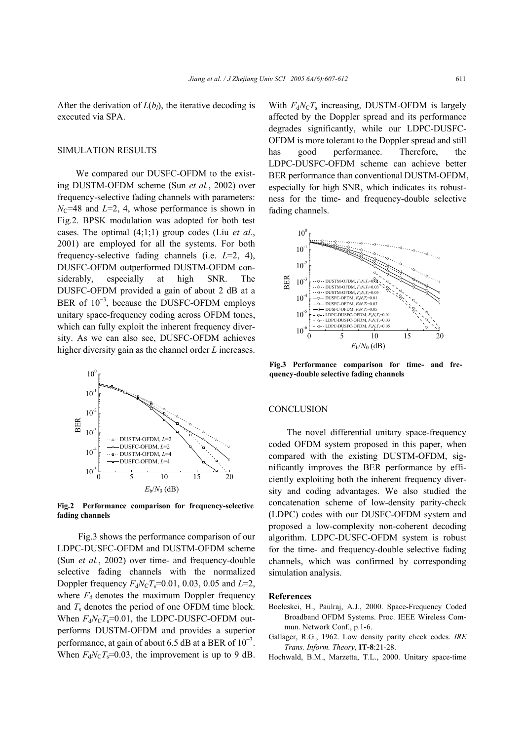After the derivation of $L(b_l)$, the iterative decoding is executed via SPA.

## SIMULATION RESULTS

We compared our DUSFC-OFDM to the existing DUSTM-OFDM scheme (Sun *et al.*, 2002) over frequency-selective fading channels with parameters: $N_C$=48 and $L$=2, 4, whose performance is shown in Fig.2. BPSK modulation was adopted for both test cases. The optimal (4;1;1) group codes (Liu *et al.*, 2001) are employed for all the systems. For both frequency-selective fading channels (i.e. $L$=2, 4), DUSFC-OFDM outperformed DUSTM-OFDM considerably, especially at high SNR. The DUSFC-OFDM provided a gain of about 2 dB at a BER of $10^{-3}$, because the DUSFC-OFDM employs unitary space-frequency coding across OFDM tones, which can fully exploit the inherent frequency diversity. As we can also see, DUSFC-OFDM achieves higher diversity gain as the channel order $L$ increases.

**Fig.2 Performance comparison for frequency-selective fading channels**

Fig.3 shows the performance comparison of our LDPC-DUSFC-OFDM and DUSTM-OFDM scheme (Sun *et al.*, 2002) over time- and frequency-double selective fading channels with the normalized Doppler frequency $F_dN_CT_s$=0.01, 0.03, 0.05 and $L$=2, where $F_d$ denotes the maximum Doppler frequency and $T_s$ denotes the period of one OFDM time block. When $F_dN_CT_s$=0.01, the LDPC-DUSFC-OFDM outperforms DUSTM-OFDM and provides a superior performance, at gain of about 6.5 dB at a BER of $10^{-3}$. When $F_dN_CT_s$=0.03, the improvement is up to 9 dB. With $F_dN_CT_s$ increasing, DUSTM-OFDM is largely affected by the Doppler spread and its performance degrades significantly, while our LDPC-DUSFC-OFDM is more tolerant to the Doppler spread and still has good performance. Therefore, the LDPC-DUSFC-OFDM scheme can achieve better BER performance than conventional DUSTM-OFDM, especially for high SNR, which indicates its robustness for the time- and frequency-double selective fading channels.

**Fig.3 Performance comparison for time- and frequency-double selective fading channels**

## CONCLUSION

The novel differential unitary space-frequency coded OFDM system proposed in this paper, when compared with the existing DUSTM-OFDM, significantly improves the BER performance by efficiently exploiting both the inherent frequency diversity and coding advantages. We also studied the concatenation scheme of low-density parity-check (LDPC) codes with our DUSFC-OFDM system and proposed a low-complexity non-coherent decoding algorithm. LDPC-DUSFC-OFDM system is robust for the time- and frequency-double selective fading channels, which was confirmed by corresponding simulation analysis.

### References

Boelcskei, H., Paulraj, A.J., 2000. Space-Frequency Coded Broadband OFDM Systems. Proc. IEEE Wireless Commun. Network Conf., p.1-6.

Gallager, R.G., 1962. Low density parity check codes. *IRE Trans. Inform. Theory*, **IT-8**:21-28.

Hochwald, B.M., Marzetta, T.L., 2000. Unitary space-time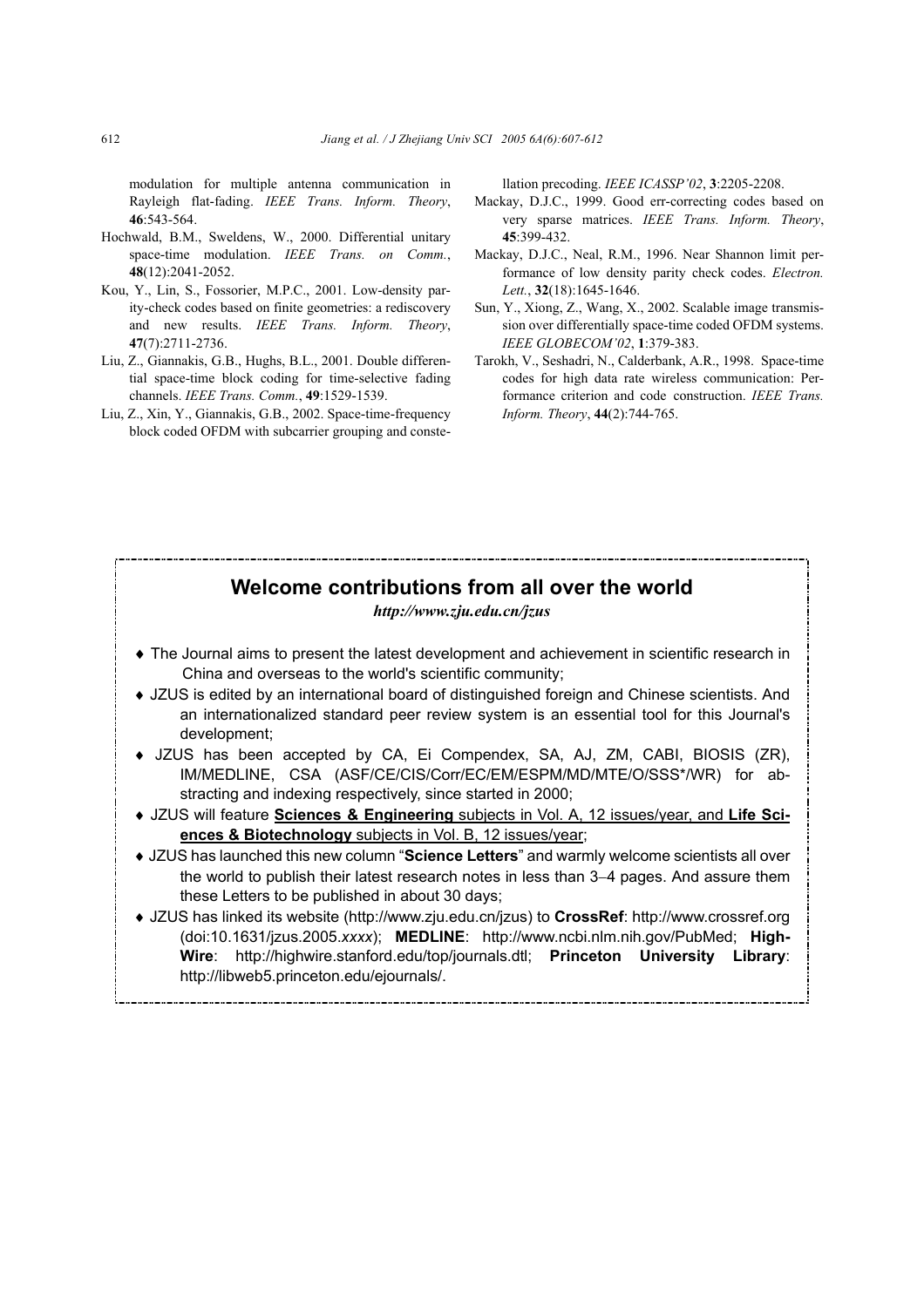modulation for multiple antenna communication in Rayleigh flat-fading. *IEEE Trans. Inform. Theory*, **46**:543-564.

Hochwald, B.M., Sweldens, W., 2000. Differential unitary space-time modulation. *IEEE Trans. on Comm.*, **48**(12):2041-2052.

Kou, Y., Lin, S., Fossorier, M.P.C., 2001. Low-density parity-check codes based on finite geometries: a rediscovery and new results. *IEEE Trans. Inform. Theory*, **47**(7):2711-2736.

Liu, Z., Giannakis, G.B., Hughs, B.L., 2001. Double differential space-time block coding for time-selective fading channels. *IEEE Trans. Comm.*, **49**:1529-1539.

Liu, Z., Xin, Y., Giannakis, G.B., 2002. Space-time-frequency block coded OFDM with subcarrier grouping and constellation precoding. *IEEE ICASSP'02*, **3**:2205-2208.

Mackay, D.J.C., 1999. Good err-correcting codes based on very sparse matrices. *IEEE Trans. Inform. Theory*, **45**:399-432.

Mackay, D.J.C., Neal, R.M., 1996. Near Shannon limit performance of low density parity check codes. *Electron. Lett.*, **32**(18):1645-1646.

Sun, Y., Xiong, Z., Wang, X., 2002. Scalable image transmission over differentially space-time coded OFDM systems. *IEEE GLOBECOM'02*, **1**:379-383.

Tarokh, V., Seshadri, N., Calderbank, A.R., 1998. Space-time codes for high data rate wireless communication: Performance criterion and code construction. *IEEE Trans. Inform. Theory*, **44**(2):744-765.

---

## Welcome contributions from all over the world

***http://www.zju.edu.cn/jzus***

- The Journal aims to present the latest development and achievement in scientific research in China and overseas to the world's scientific community;
- JZUS is edited by an international board of distinguished foreign and Chinese scientists. And an internationalized standard peer review system is an essential tool for this Journal's development;
- JZUS has been accepted by CA, Ei Compendex, SA, AJ, ZM, CABI, BIOSIS (ZR), IM/MEDLINE, CSA (ASF/CE/CIS/Corr/EC/EM/ESPM/MD/MTE/O/SSS*/WR) for abstracting and indexing respectively, since started in 2000;
- JZUS will feature **Sciences & Engineering** subjects in Vol. A, 12 issues/year, and **Life Sciences & Biotechnology** subjects in Vol. B, 12 issues/year;
- JZUS has launched this new column "**Science Letters**" and warmly welcome scientists all over the world to publish their latest research notes in less than 3–4 pages. And assure them these Letters to be published in about 30 days;
- JZUS has linked its website (http://www.zju.edu.cn/jzus) to **CrossRef**: http://www.crossref.org (doi:10.1631/jzus.2005.*xxxx*); **MEDLINE**: http://www.ncbi.nlm.nih.gov/PubMed; **HighWire**: http://highwire.stanford.edu/top/journals.dtl; **Princeton University Library**: http://libweb5.princeton.edu/ejournals/.